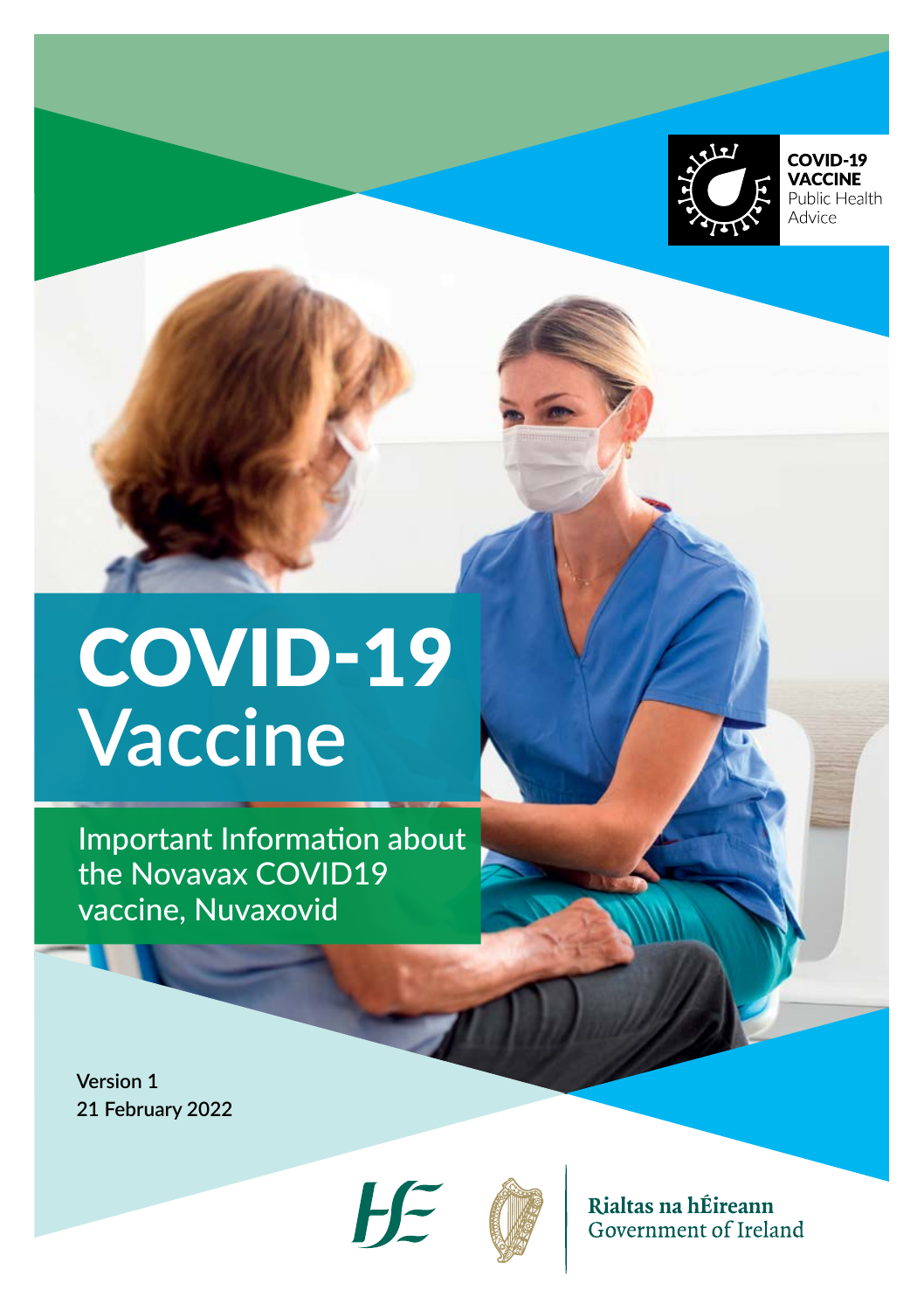COVID-19 VACCINE
Public Health Advice

# COVID-19 Vaccine

## Important Information about the Novavax COVID19 vaccine, Nuvaxovid

**Version 1**
**21 February 2022**

Rialtas na hÉireann
Government of Ireland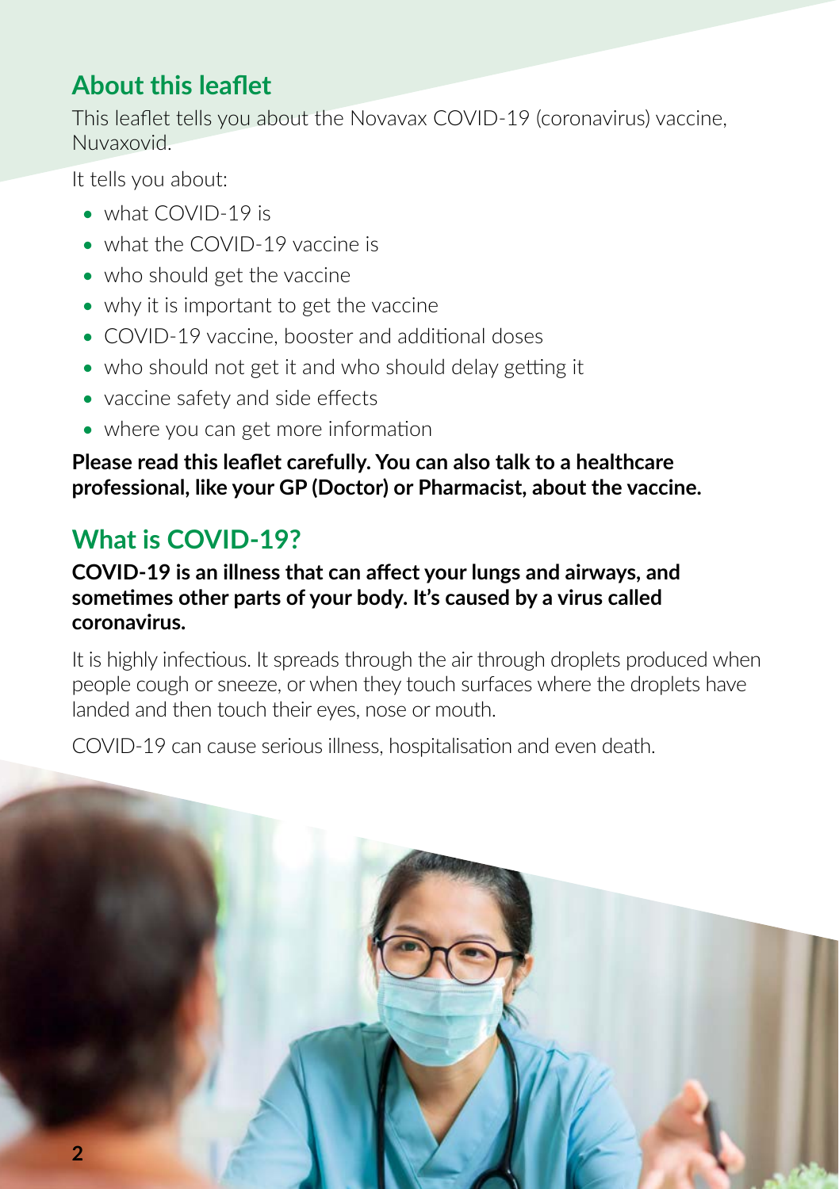## About this leaflet

This leaflet tells you about the Novavax COVID-19 (coronavirus) vaccine, Nuvaxovid.

It tells you about:

- what COVID-19 is
- what the COVID-19 vaccine is
- who should get the vaccine
- why it is important to get the vaccine
- COVID-19 vaccine, booster and additional doses
- who should not get it and who should delay getting it
- vaccine safety and side effects
- where you can get more information

**Please read this leaflet carefully. You can also talk to a healthcare professional, like your GP (Doctor) or Pharmacist, about the vaccine.**

## What is COVID-19?

**COVID-19 is an illness that can affect your lungs and airways, and sometimes other parts of your body. It's caused by a virus called coronavirus.**

It is highly infectious. It spreads through the air through droplets produced when people cough or sneeze, or when they touch surfaces where the droplets have landed and then touch their eyes, nose or mouth.

COVID-19 can cause serious illness, hospitalisation and even death.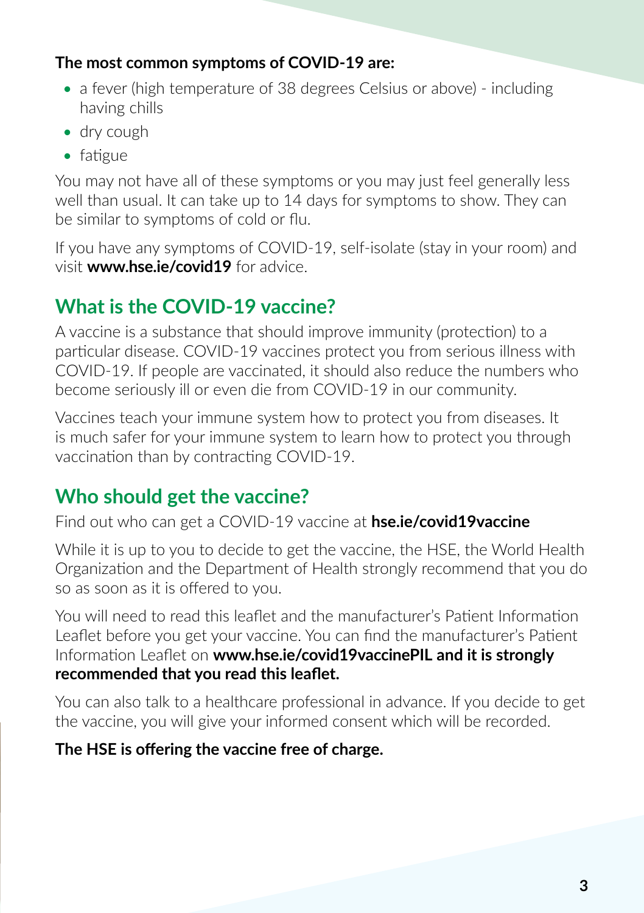**The most common symptoms of COVID-19 are:**

- a fever (high temperature of 38 degrees Celsius or above) - including having chills
- dry cough
- fatigue

You may not have all of these symptoms or you may just feel generally less well than usual. It can take up to 14 days for symptoms to show. They can be similar to symptoms of cold or flu.

If you have any symptoms of COVID-19, self-isolate (stay in your room) and visit **www.hse.ie/covid19** for advice.

## What is the COVID-19 vaccine?

A vaccine is a substance that should improve immunity (protection) to a particular disease. COVID-19 vaccines protect you from serious illness with COVID-19. If people are vaccinated, it should also reduce the numbers who become seriously ill or even die from COVID-19 in our community.

Vaccines teach your immune system how to protect you from diseases. It is much safer for your immune system to learn how to protect you through vaccination than by contracting COVID-19.

## Who should get the vaccine?

Find out who can get a COVID-19 vaccine at **hse.ie/covid19vaccine**

While it is up to you to decide to get the vaccine, the HSE, the World Health Organization and the Department of Health strongly recommend that you do so as soon as it is offered to you.

You will need to read this leaflet and the manufacturer's Patient Information Leaflet before you get your vaccine. You can find the manufacturer's Patient Information Leaflet on **www.hse.ie/covid19vaccinePIL and it is strongly recommended that you read this leaflet.**

You can also talk to a healthcare professional in advance. If you decide to get the vaccine, you will give your informed consent which will be recorded.

**The HSE is offering the vaccine free of charge.**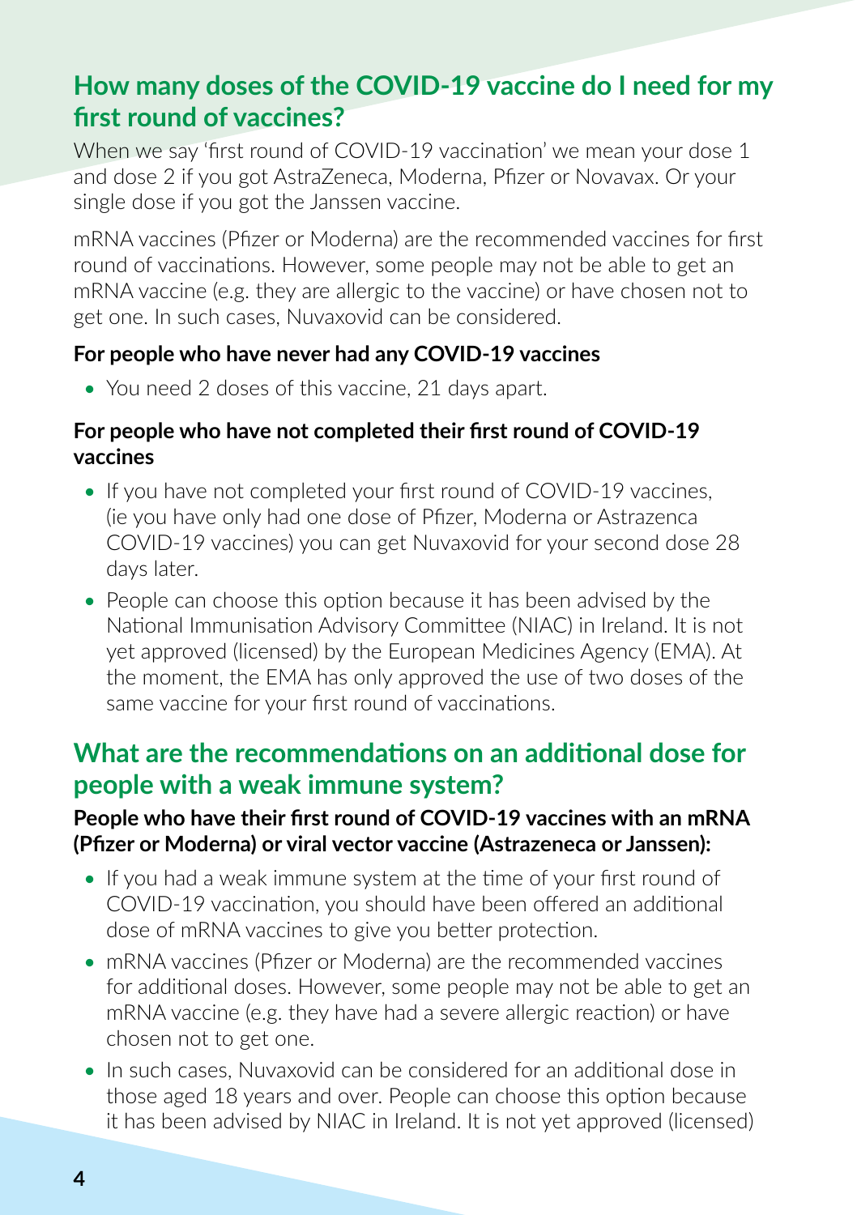## How many doses of the COVID-19 vaccine do I need for my first round of vaccines?

When we say 'first round of COVID-19 vaccination' we mean your dose 1 and dose 2 if you got AstraZeneca, Moderna, Pfizer or Novavax. Or your single dose if you got the Janssen vaccine.

mRNA vaccines (Pfizer or Moderna) are the recommended vaccines for first round of vaccinations. However, some people may not be able to get an mRNA vaccine (e.g. they are allergic to the vaccine) or have chosen not to get one. In such cases, Nuvaxovid can be considered.

**For people who have never had any COVID-19 vaccines**

- You need 2 doses of this vaccine, 21 days apart.

**For people who have not completed their first round of COVID-19 vaccines**

- If you have not completed your first round of COVID-19 vaccines, (ie you have only had one dose of Pfizer, Moderna or Astrazenca COVID-19 vaccines) you can get Nuvaxovid for your second dose 28 days later.
- People can choose this option because it has been advised by the National Immunisation Advisory Committee (NIAC) in Ireland. It is not yet approved (licensed) by the European Medicines Agency (EMA). At the moment, the EMA has only approved the use of two doses of the same vaccine for your first round of vaccinations.

## What are the recommendations on an additional dose for people with a weak immune system?

**People who have their first round of COVID-19 vaccines with an mRNA (Pfizer or Moderna) or viral vector vaccine (Astrazeneca or Janssen):**

- If you had a weak immune system at the time of your first round of COVID-19 vaccination, you should have been offered an additional dose of mRNA vaccines to give you better protection.
- mRNA vaccines (Pfizer or Moderna) are the recommended vaccines for additional doses. However, some people may not be able to get an mRNA vaccine (e.g. they have had a severe allergic reaction) or have chosen not to get one.
- In such cases, Nuvaxovid can be considered for an additional dose in those aged 18 years and over. People can choose this option because it has been advised by NIAC in Ireland. It is not yet approved (licensed)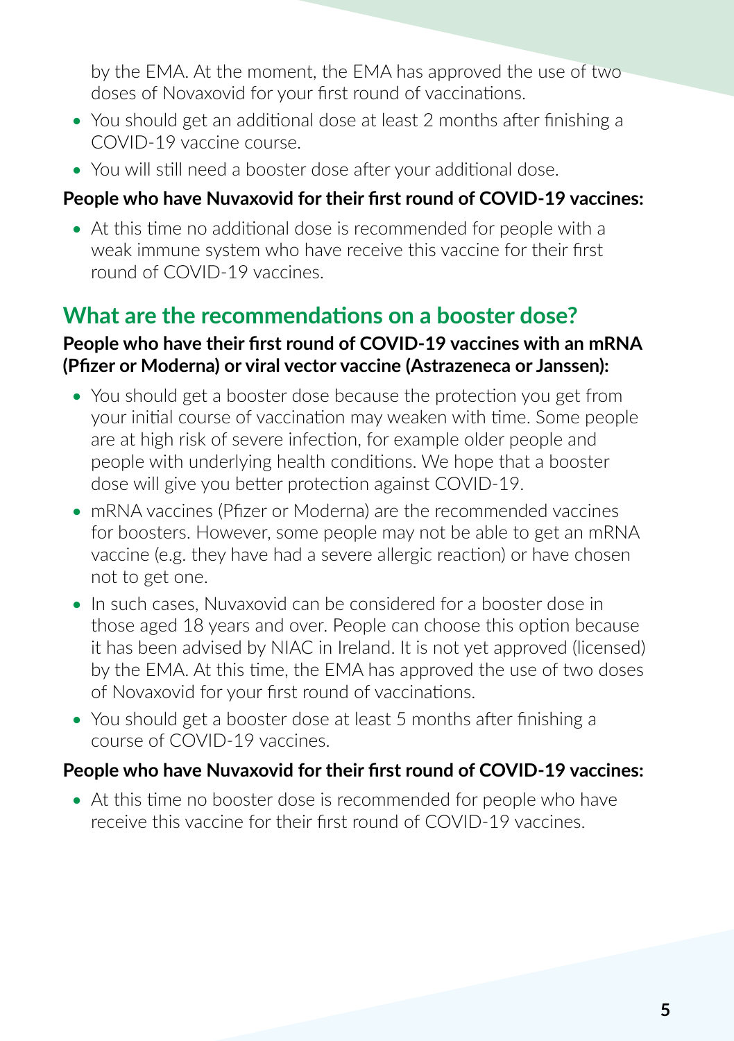by the EMA. At the moment, the EMA has approved the use of two doses of Novaxovid for your first round of vaccinations.

- You should get an additional dose at least 2 months after finishing a COVID-19 vaccine course.
- You will still need a booster dose after your additional dose.

**People who have Nuvaxovid for their first round of COVID-19 vaccines:**

- At this time no additional dose is recommended for people with a weak immune system who have receive this vaccine for their first round of COVID-19 vaccines.

## What are the recommendations on a booster dose?

**People who have their first round of COVID-19 vaccines with an mRNA (Pfizer or Moderna) or viral vector vaccine (Astrazeneca or Janssen):**

- You should get a booster dose because the protection you get from your initial course of vaccination may weaken with time. Some people are at high risk of severe infection, for example older people and people with underlying health conditions. We hope that a booster dose will give you better protection against COVID-19.
- mRNA vaccines (Pfizer or Moderna) are the recommended vaccines for boosters. However, some people may not be able to get an mRNA vaccine (e.g. they have had a severe allergic reaction) or have chosen not to get one.
- In such cases, Nuvaxovid can be considered for a booster dose in those aged 18 years and over. People can choose this option because it has been advised by NIAC in Ireland. It is not yet approved (licensed) by the EMA. At this time, the EMA has approved the use of two doses of Novaxovid for your first round of vaccinations.
- You should get a booster dose at least 5 months after finishing a course of COVID-19 vaccines.

**People who have Nuvaxovid for their first round of COVID-19 vaccines:**

- At this time no booster dose is recommended for people who have receive this vaccine for their first round of COVID-19 vaccines.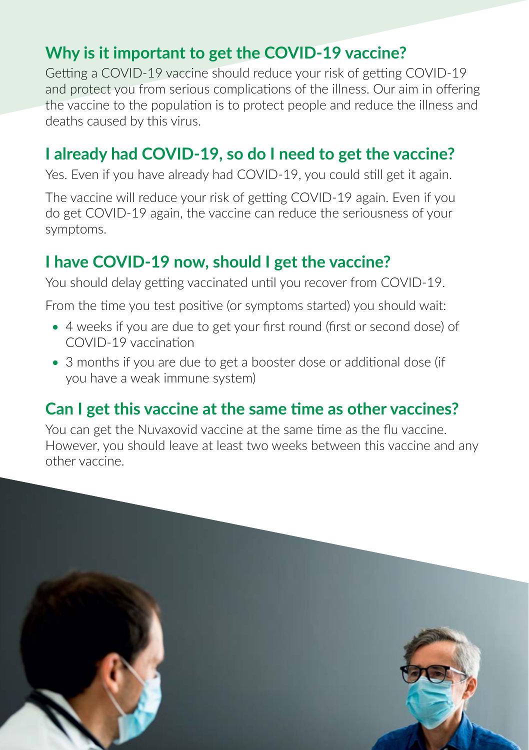## Why is it important to get the COVID-19 vaccine?

Getting a COVID-19 vaccine should reduce your risk of getting COVID-19 and protect you from serious complications of the illness. Our aim in offering the vaccine to the population is to protect people and reduce the illness and deaths caused by this virus.

## I already had COVID-19, so do I need to get the vaccine?

Yes. Even if you have already had COVID-19, you could still get it again.

The vaccine will reduce your risk of getting COVID-19 again. Even if you do get COVID-19 again, the vaccine can reduce the seriousness of your symptoms.

## I have COVID-19 now, should I get the vaccine?

You should delay getting vaccinated until you recover from COVID-19.

From the time you test positive (or symptoms started) you should wait:

- 4 weeks if you are due to get your first round (first or second dose) of COVID-19 vaccination
- 3 months if you are due to get a booster dose or additional dose (if you have a weak immune system)

## Can I get this vaccine at the same time as other vaccines?

You can get the Nuvaxovid vaccine at the same time as the flu vaccine. However, you should leave at least two weeks between this vaccine and any other vaccine.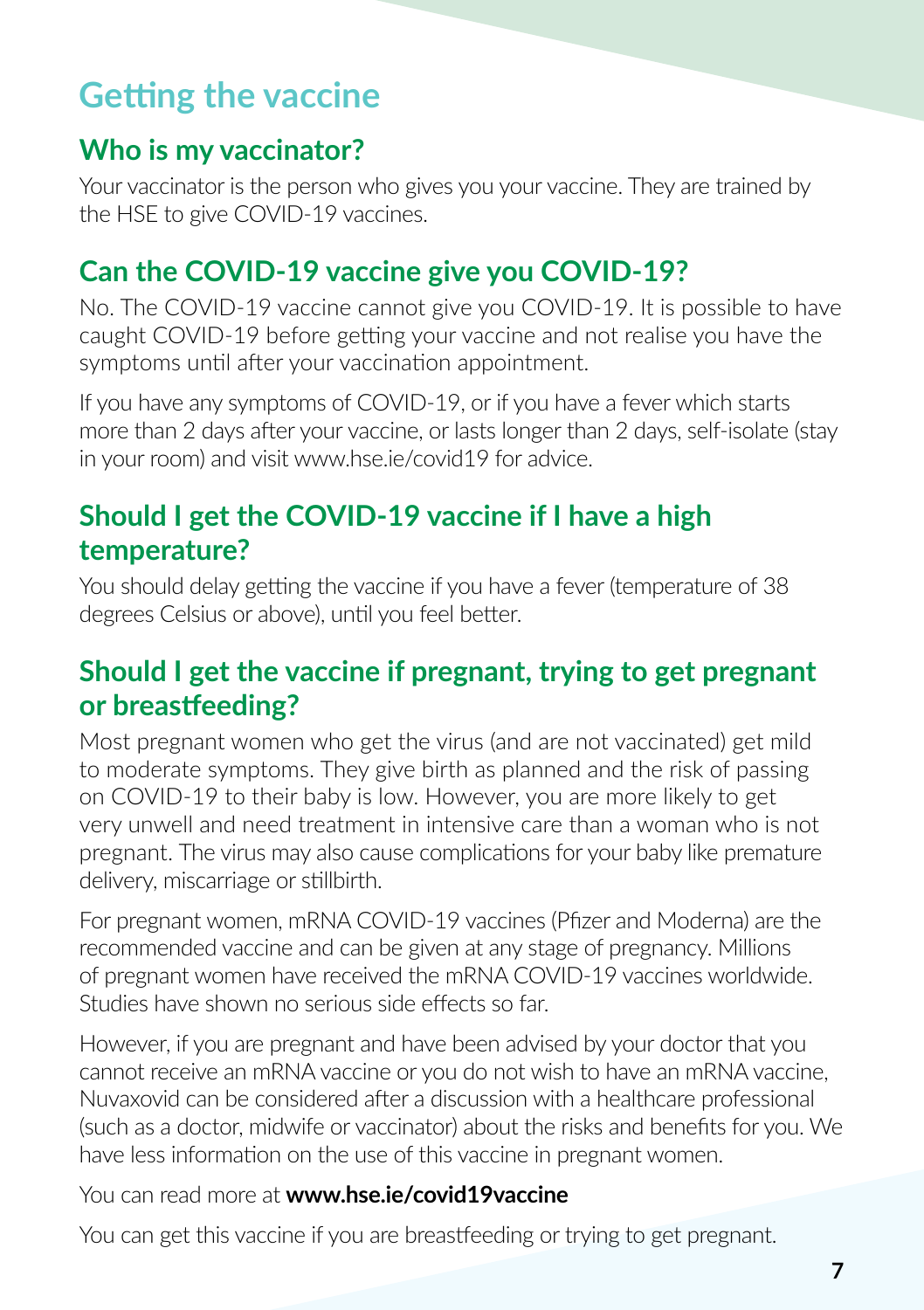# Getting the vaccine

## Who is my vaccinator?

Your vaccinator is the person who gives you your vaccine. They are trained by the HSE to give COVID-19 vaccines.

## Can the COVID-19 vaccine give you COVID-19?

No. The COVID-19 vaccine cannot give you COVID-19. It is possible to have caught COVID-19 before getting your vaccine and not realise you have the symptoms until after your vaccination appointment.

If you have any symptoms of COVID-19, or if you have a fever which starts more than 2 days after your vaccine, or lasts longer than 2 days, self-isolate (stay in your room) and visit www.hse.ie/covid19 for advice.

## Should I get the COVID-19 vaccine if I have a high temperature?

You should delay getting the vaccine if you have a fever (temperature of 38 degrees Celsius or above), until you feel better.

## Should I get the vaccine if pregnant, trying to get pregnant or breastfeeding?

Most pregnant women who get the virus (and are not vaccinated) get mild to moderate symptoms. They give birth as planned and the risk of passing on COVID-19 to their baby is low. However, you are more likely to get very unwell and need treatment in intensive care than a woman who is not pregnant. The virus may also cause complications for your baby like premature delivery, miscarriage or stillbirth.

For pregnant women, mRNA COVID-19 vaccines (Pfizer and Moderna) are the recommended vaccine and can be given at any stage of pregnancy. Millions of pregnant women have received the mRNA COVID-19 vaccines worldwide. Studies have shown no serious side effects so far.

However, if you are pregnant and have been advised by your doctor that you cannot receive an mRNA vaccine or you do not wish to have an mRNA vaccine, Nuvaxovid can be considered after a discussion with a healthcare professional (such as a doctor, midwife or vaccinator) about the risks and benefits for you. We have less information on the use of this vaccine in pregnant women.

You can read more at **www.hse.ie/covid19vaccine**

You can get this vaccine if you are breastfeeding or trying to get pregnant.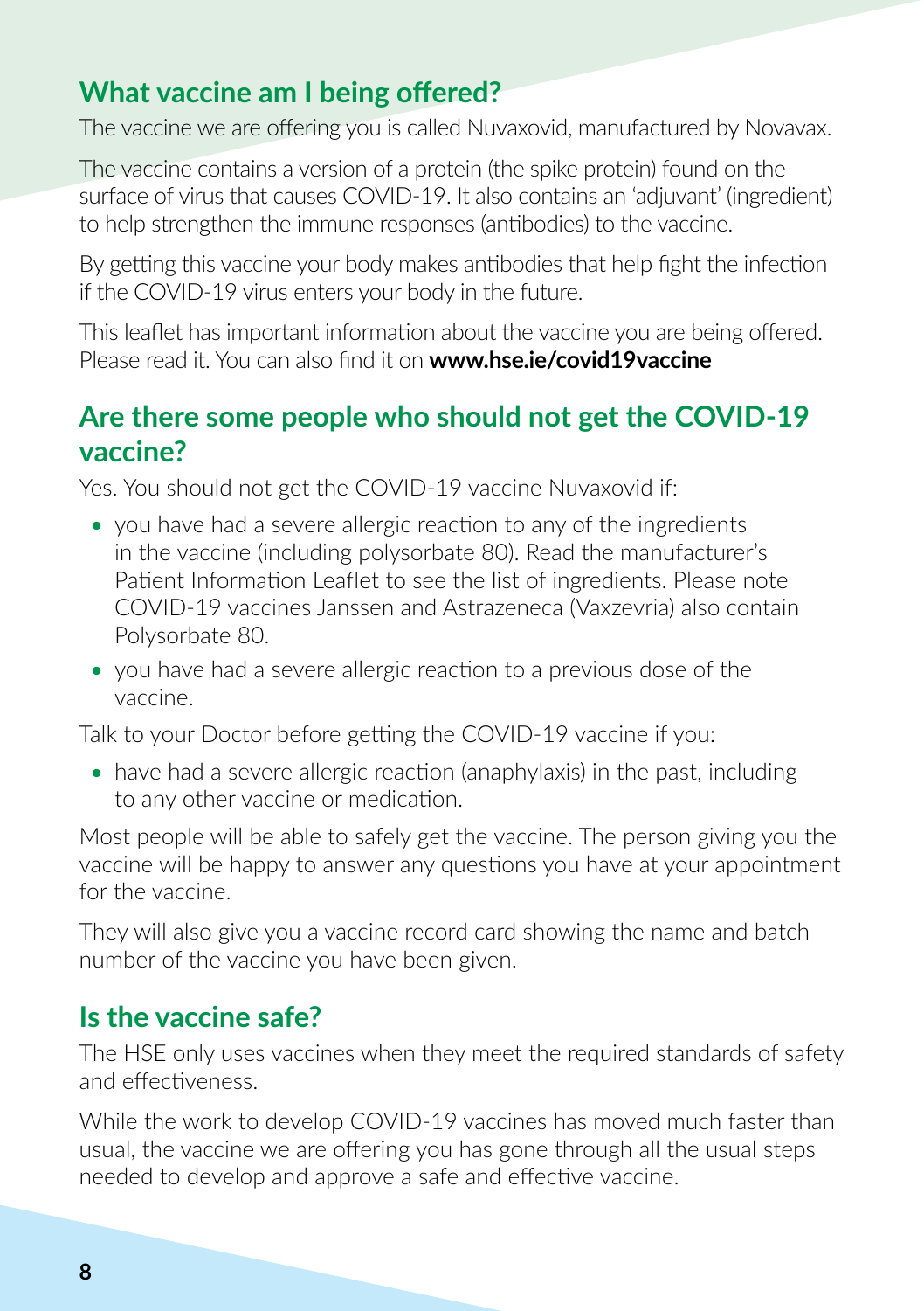## What vaccine am I being offered?

The vaccine we are offering you is called Nuvaxovid, manufactured by Novavax.

The vaccine contains a version of a protein (the spike protein) found on the surface of virus that causes COVID-19. It also contains an 'adjuvant' (ingredient) to help strengthen the immune responses (antibodies) to the vaccine.

By getting this vaccine your body makes antibodies that help fight the infection if the COVID-19 virus enters your body in the future.

This leaflet has important information about the vaccine you are being offered. Please read it. You can also find it on **www.hse.ie/covid19vaccine**

## Are there some people who should not get the COVID-19 vaccine?

Yes. You should not get the COVID-19 vaccine Nuvaxovid if:

- you have had a severe allergic reaction to any of the ingredients in the vaccine (including polysorbate 80). Read the manufacturer's Patient Information Leaflet to see the list of ingredients. Please note COVID-19 vaccines Janssen and Astrazeneca (Vaxzevria) also contain Polysorbate 80.
- you have had a severe allergic reaction to a previous dose of the vaccine.

Talk to your Doctor before getting the COVID-19 vaccine if you:

- have had a severe allergic reaction (anaphylaxis) in the past, including to any other vaccine or medication.

Most people will be able to safely get the vaccine. The person giving you the vaccine will be happy to answer any questions you have at your appointment for the vaccine.

They will also give you a vaccine record card showing the name and batch number of the vaccine you have been given.

## Is the vaccine safe?

The HSE only uses vaccines when they meet the required standards of safety and effectiveness.

While the work to develop COVID-19 vaccines has moved much faster than usual, the vaccine we are offering you has gone through all the usual steps needed to develop and approve a safe and effective vaccine.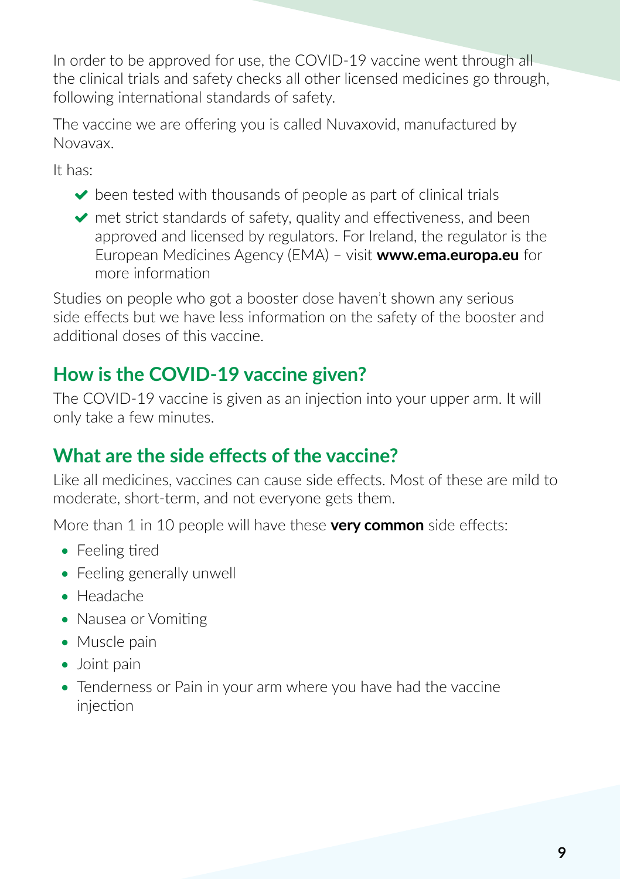In order to be approved for use, the COVID-19 vaccine went through all the clinical trials and safety checks all other licensed medicines go through, following international standards of safety.

The vaccine we are offering you is called Nuvaxovid, manufactured by Novavax.

It has:

- ✔ been tested with thousands of people as part of clinical trials
- ✔ met strict standards of safety, quality and effectiveness, and been approved and licensed by regulators. For Ireland, the regulator is the European Medicines Agency (EMA) – visit **www.ema.europa.eu** for more information

Studies on people who got a booster dose haven't shown any serious side effects but we have less information on the safety of the booster and additional doses of this vaccine.

## How is the COVID-19 vaccine given?

The COVID-19 vaccine is given as an injection into your upper arm. It will only take a few minutes.

## What are the side effects of the vaccine?

Like all medicines, vaccines can cause side effects. Most of these are mild to moderate, short-term, and not everyone gets them.

More than 1 in 10 people will have these **very common** side effects:

- Feeling tired
- Feeling generally unwell
- Headache
- Nausea or Vomiting
- Muscle pain
- Joint pain
- Tenderness or Pain in your arm where you have had the vaccine injection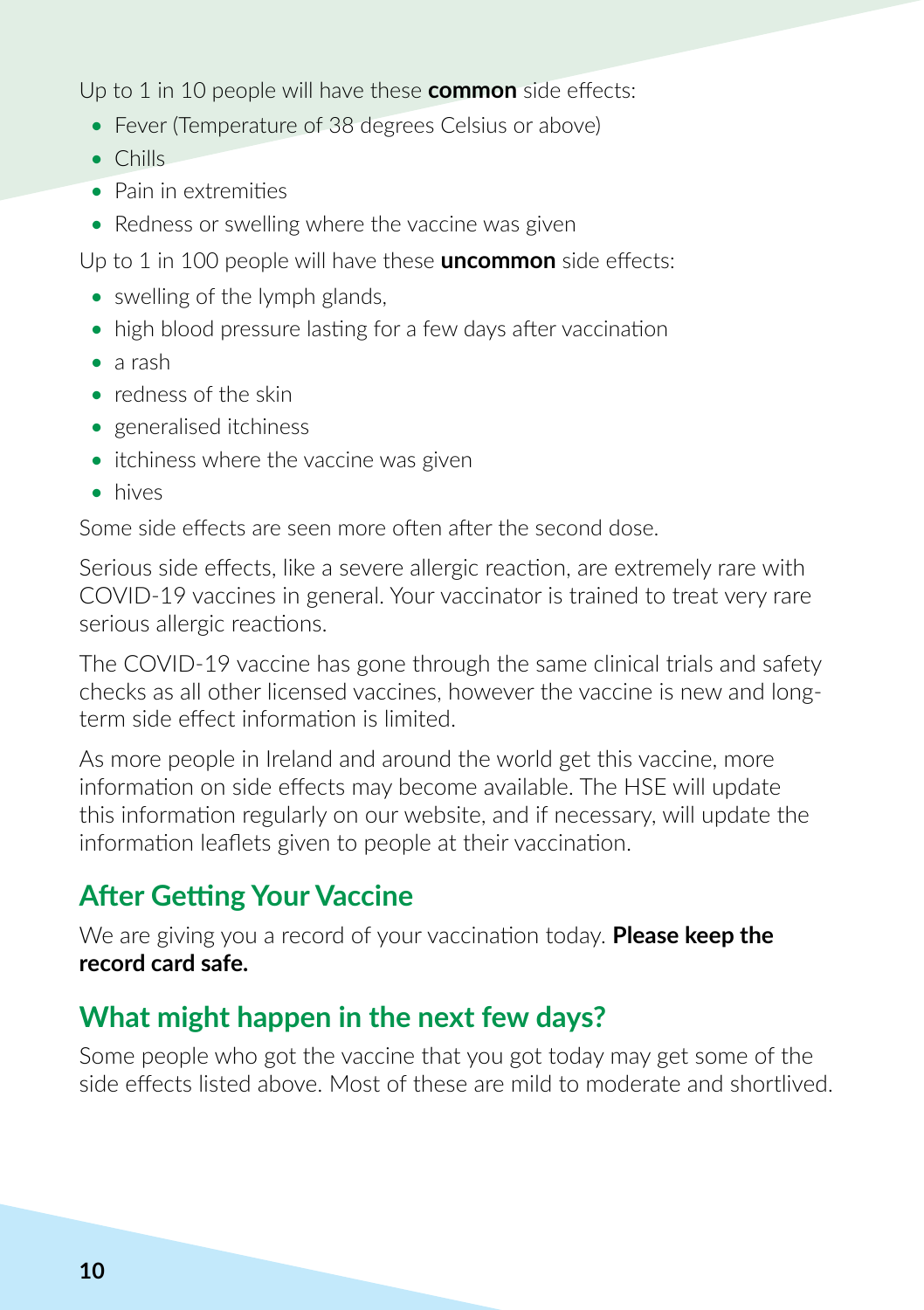Up to 1 in 10 people will have these **common** side effects:

- Fever (Temperature of 38 degrees Celsius or above)
- Chills
- Pain in extremities
- Redness or swelling where the vaccine was given

Up to 1 in 100 people will have these **uncommon** side effects:

- swelling of the lymph glands,
- high blood pressure lasting for a few days after vaccination
- a rash
- redness of the skin
- generalised itchiness
- itchiness where the vaccine was given
- hives

Some side effects are seen more often after the second dose.

Serious side effects, like a severe allergic reaction, are extremely rare with COVID-19 vaccines in general. Your vaccinator is trained to treat very rare serious allergic reactions.

The COVID-19 vaccine has gone through the same clinical trials and safety checks as all other licensed vaccines, however the vaccine is new and long-term side effect information is limited.

As more people in Ireland and around the world get this vaccine, more information on side effects may become available. The HSE will update this information regularly on our website, and if necessary, will update the information leaflets given to people at their vaccination.

## After Getting Your Vaccine

We are giving you a record of your vaccination today. **Please keep the record card safe.**

## What might happen in the next few days?

Some people who got the vaccine that you got today may get some of the side effects listed above. Most of these are mild to moderate and shortlived.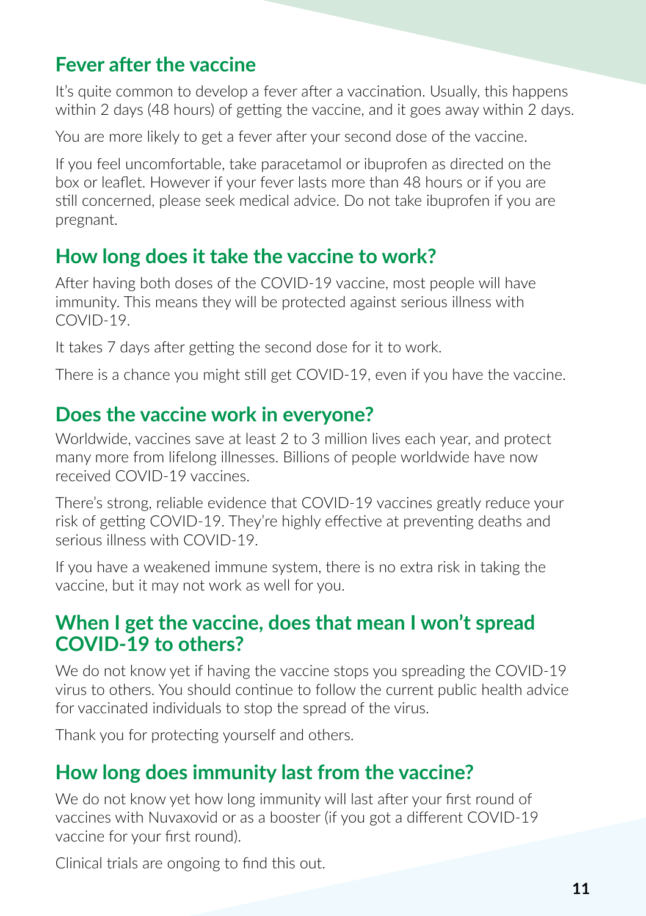## Fever after the vaccine

It's quite common to develop a fever after a vaccination. Usually, this happens within 2 days (48 hours) of getting the vaccine, and it goes away within 2 days.

You are more likely to get a fever after your second dose of the vaccine.

If you feel uncomfortable, take paracetamol or ibuprofen as directed on the box or leaflet. However if your fever lasts more than 48 hours or if you are still concerned, please seek medical advice. Do not take ibuprofen if you are pregnant.

## How long does it take the vaccine to work?

After having both doses of the COVID-19 vaccine, most people will have immunity. This means they will be protected against serious illness with COVID-19.

It takes 7 days after getting the second dose for it to work.

There is a chance you might still get COVID-19, even if you have the vaccine.

## Does the vaccine work in everyone?

Worldwide, vaccines save at least 2 to 3 million lives each year, and protect many more from lifelong illnesses. Billions of people worldwide have now received COVID-19 vaccines.

There's strong, reliable evidence that COVID-19 vaccines greatly reduce your risk of getting COVID-19. They're highly effective at preventing deaths and serious illness with COVID-19.

If you have a weakened immune system, there is no extra risk in taking the vaccine, but it may not work as well for you.

## When I get the vaccine, does that mean I won't spread COVID-19 to others?

We do not know yet if having the vaccine stops you spreading the COVID-19 virus to others. You should continue to follow the current public health advice for vaccinated individuals to stop the spread of the virus.

Thank you for protecting yourself and others.

## How long does immunity last from the vaccine?

We do not know yet how long immunity will last after your first round of vaccines with Nuvaxovid or as a booster (if you got a different COVID-19 vaccine for your first round).

Clinical trials are ongoing to find this out.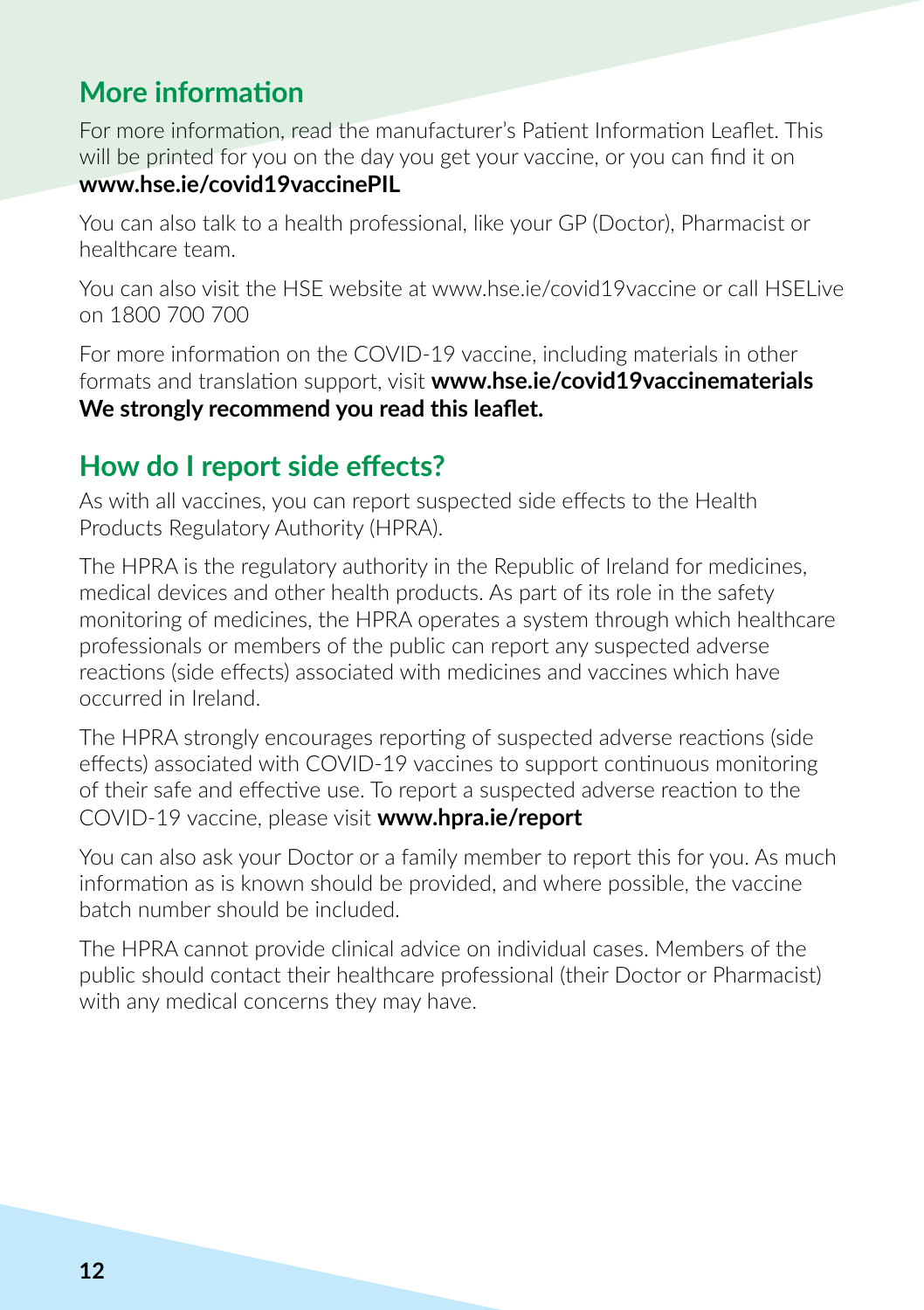## More information

For more information, read the manufacturer's Patient Information Leaflet. This will be printed for you on the day you get your vaccine, or you can find it on **www.hse.ie/covid19vaccinePIL**

You can also talk to a health professional, like your GP (Doctor), Pharmacist or healthcare team.

You can also visit the HSE website at www.hse.ie/covid19vaccine or call HSELive on 1800 700 700

For more information on the COVID-19 vaccine, including materials in other formats and translation support, visit **www.hse.ie/covid19vaccinematerials**
**We strongly recommend you read this leaflet.**

## How do I report side effects?

As with all vaccines, you can report suspected side effects to the Health Products Regulatory Authority (HPRA).

The HPRA is the regulatory authority in the Republic of Ireland for medicines, medical devices and other health products. As part of its role in the safety monitoring of medicines, the HPRA operates a system through which healthcare professionals or members of the public can report any suspected adverse reactions (side effects) associated with medicines and vaccines which have occurred in Ireland.

The HPRA strongly encourages reporting of suspected adverse reactions (side effects) associated with COVID-19 vaccines to support continuous monitoring of their safe and effective use. To report a suspected adverse reaction to the COVID-19 vaccine, please visit **www.hpra.ie/report**

You can also ask your Doctor or a family member to report this for you. As much information as is known should be provided, and where possible, the vaccine batch number should be included.

The HPRA cannot provide clinical advice on individual cases. Members of the public should contact their healthcare professional (their Doctor or Pharmacist) with any medical concerns they may have.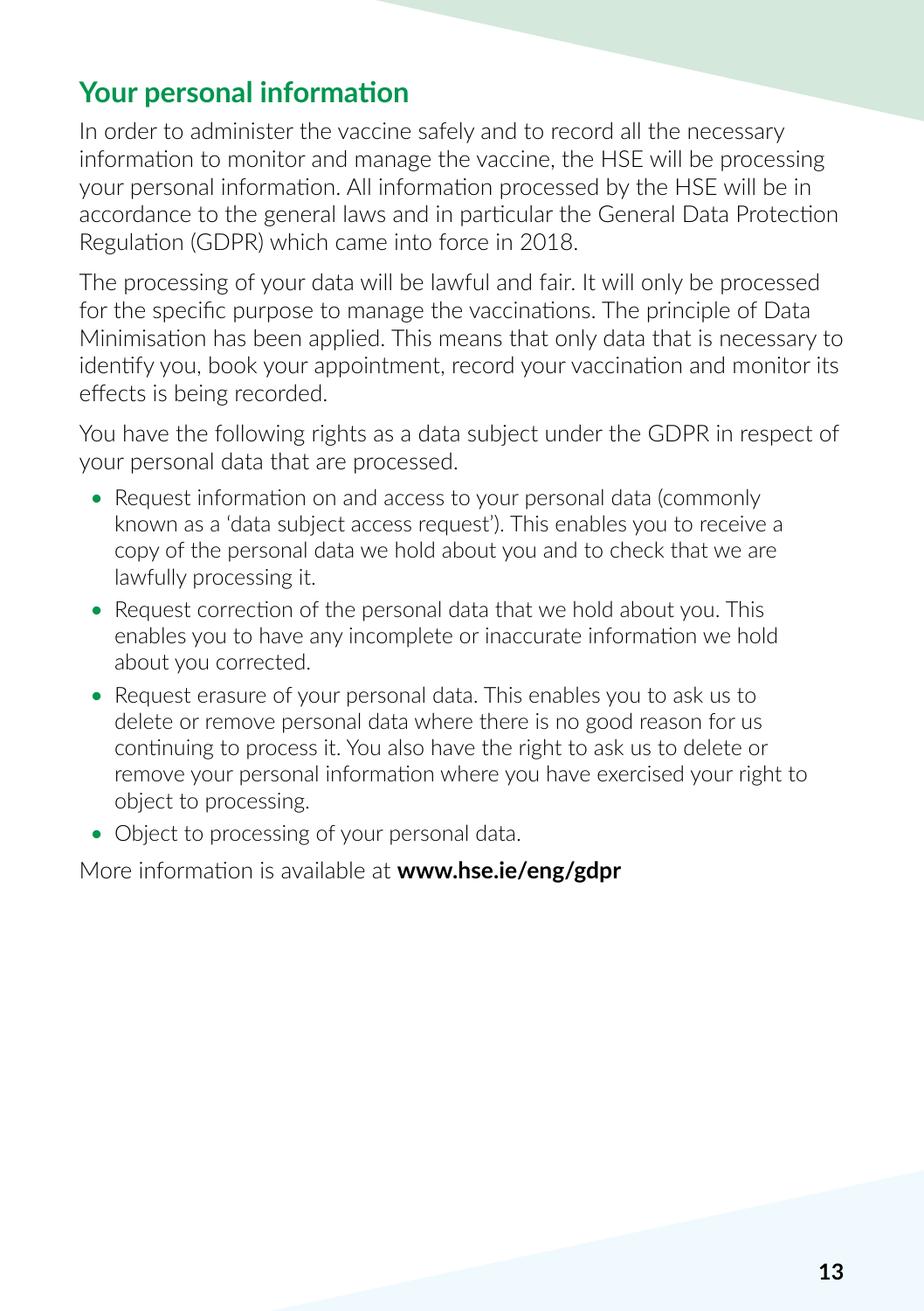## Your personal information

In order to administer the vaccine safely and to record all the necessary information to monitor and manage the vaccine, the HSE will be processing your personal information. All information processed by the HSE will be in accordance to the general laws and in particular the General Data Protection Regulation (GDPR) which came into force in 2018.

The processing of your data will be lawful and fair. It will only be processed for the specific purpose to manage the vaccinations. The principle of Data Minimisation has been applied. This means that only data that is necessary to identify you, book your appointment, record your vaccination and monitor its effects is being recorded.

You have the following rights as a data subject under the GDPR in respect of your personal data that are processed.

- Request information on and access to your personal data (commonly known as a 'data subject access request'). This enables you to receive a copy of the personal data we hold about you and to check that we are lawfully processing it.
- Request correction of the personal data that we hold about you. This enables you to have any incomplete or inaccurate information we hold about you corrected.
- Request erasure of your personal data. This enables you to ask us to delete or remove personal data where there is no good reason for us continuing to process it. You also have the right to ask us to delete or remove your personal information where you have exercised your right to object to processing.
- Object to processing of your personal data.

More information is available at **www.hse.ie/eng/gdpr**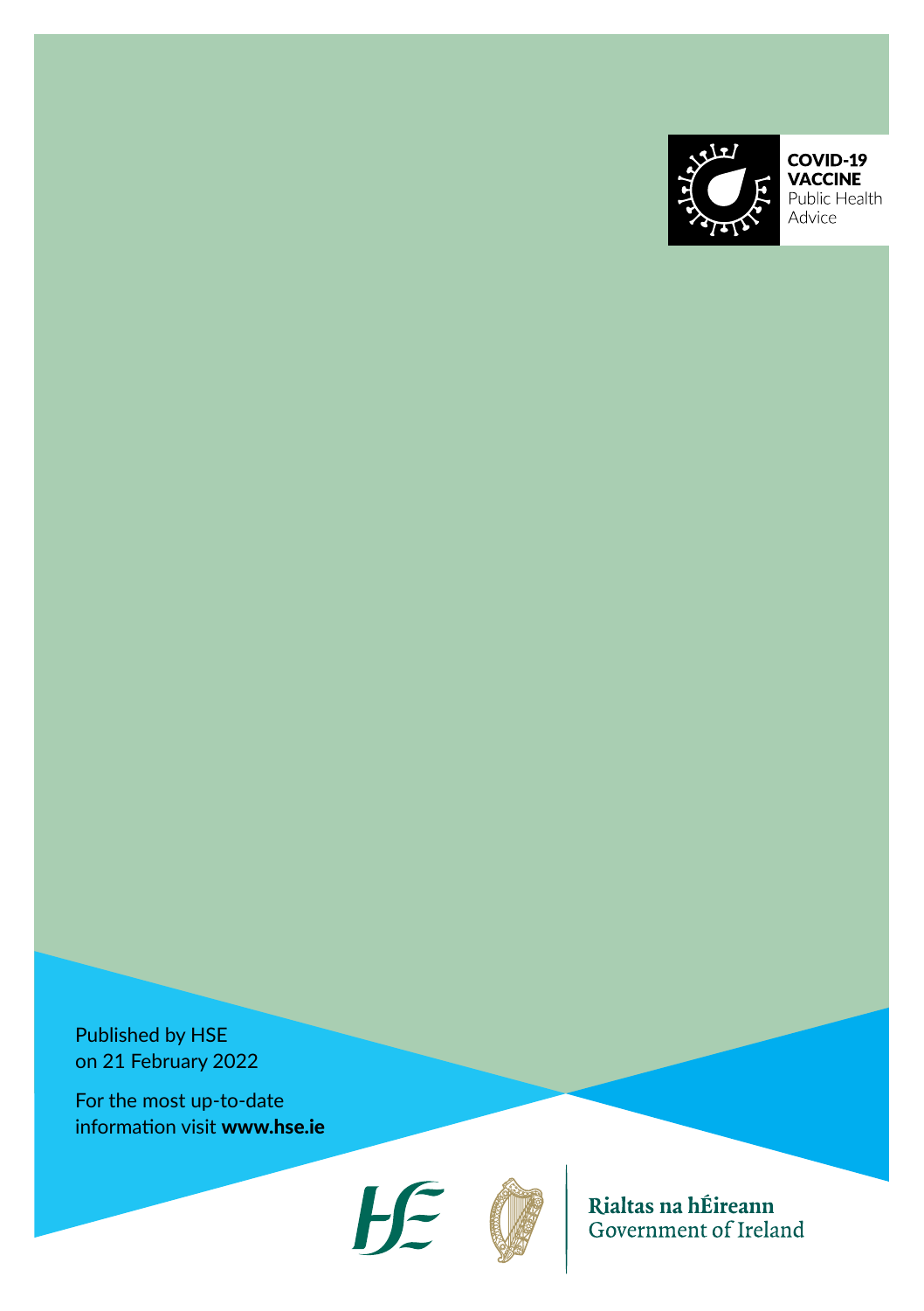COVID-19
VACCINE
Public Health
Advice

Published by HSE
on 21 February 2022

For the most up-to-date information visit **www.hse.ie**

Rialtas na hÉireann
Government of Ireland